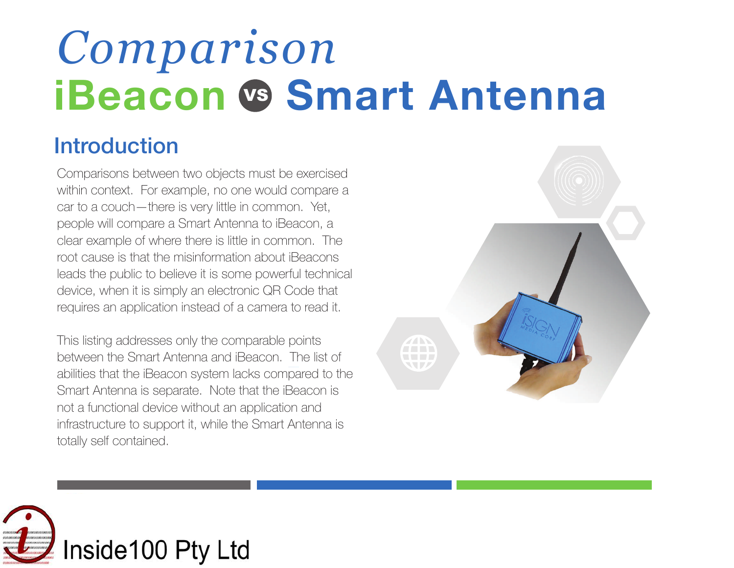# Comparison

# iBeacon vs Smart Antenna

## Introduction

Comparisons between two objects must be exercised within context. For example, no one would compare a car to a couch—there is very little in common. Yet, people will compare a Smart Antenna to iBeacon, a clear example of where there is little in common. The root cause is that the misinformation about iBeacons leads the public to believe it is some powerful technical device, when it is simply an electronic QR Code that requires an application instead of a camera to read it.

This listing addresses only the comparable points between the Smart Antenna and iBeacon. The list of abilities that the iBeacon system lacks compared to the Smart Antenna is separate. Note that the iBeacon is not a functional device without an application and infrastructure to support it, while the Smart Antenna is totally self contained.

Inside100 Pty Ltd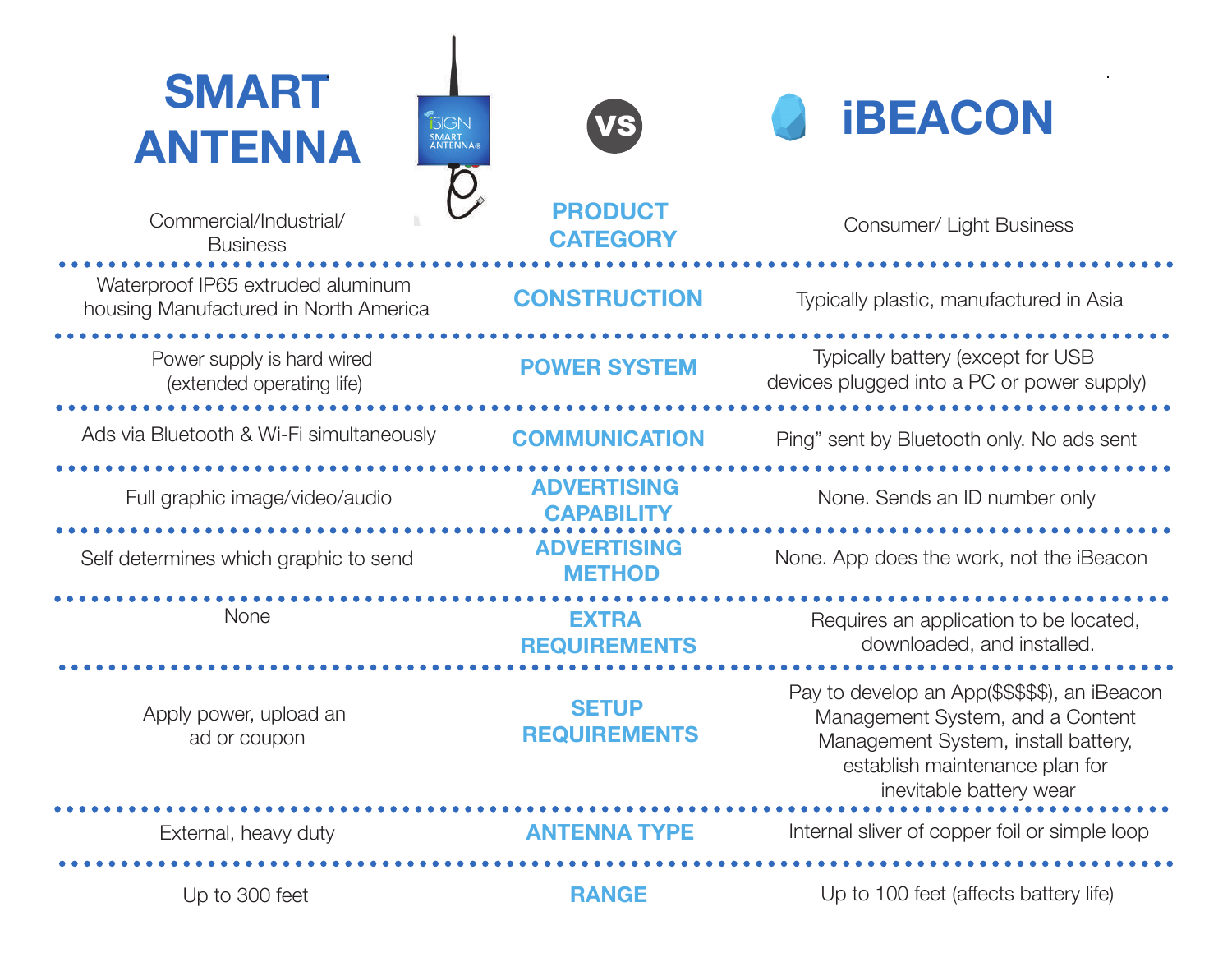# SMART ANTENNA vs iBEACON

| SMART ANTENNA | | iBEACON |
|---|---|---|
| Commercial/Industrial/ Business | **PRODUCT CATEGORY** | Consumer/ Light Business |
| Waterproof IP65 extruded aluminum housing Manufactured in North America | **CONSTRUCTION** | Typically plastic, manufactured in Asia |
| Power supply is hard wired (extended operating life) | **POWER SYSTEM** | Typically battery (except for USB devices plugged into a PC or power supply) |
| Ads via Bluetooth & Wi-Fi simultaneously | **COMMUNICATION** | Ping" sent by Bluetooth only. No ads sent |
| Full graphic image/video/audio | **ADVERTISING CAPABILITY** | None. Sends an ID number only |
| Self determines which graphic to send | **ADVERTISING METHOD** | None. App does the work, not the iBeacon |
| None | **EXTRA REQUIREMENTS** | Requires an application to be located, downloaded, and installed. |
| Apply power, upload an ad or coupon | **SETUP REQUIREMENTS** | Pay to develop an App($$$$$), an iBeacon Management System, and a Content Management System, install battery, establish maintenance plan for inevitable battery wear |
| External, heavy duty | **ANTENNA TYPE** | Internal sliver of copper foil or simple loop |
| Up to 300 feet | **RANGE** | Up to 100 feet (affects battery life) |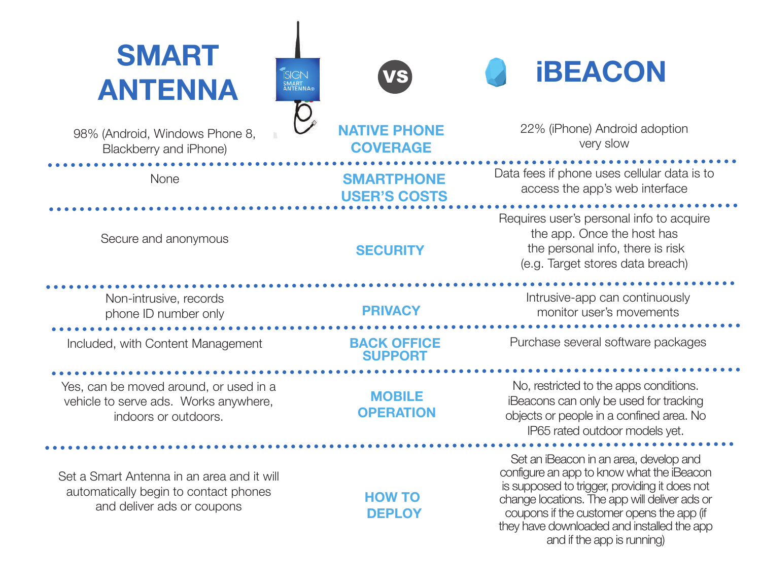# SMART ANTENNA vs iBEACON

| SMART ANTENNA | | iBEACON |
|---|---|---|
| 98% (Android, Windows Phone 8, Blackberry and iPhone) | **NATIVE PHONE COVERAGE** | 22% (iPhone) Android adoption very slow |
| None | **SMARTPHONE USER'S COSTS** | Data fees if phone uses cellular data is to access the app's web interface |
| Secure and anonymous | **SECURITY** | Requires user's personal info to acquire the app. Once the host has the personal info, there is risk (e.g. Target stores data breach) |
| Non-intrusive, records phone ID number only | **PRIVACY** | Intrusive-app can continuously monitor user's movements |
| Included, with Content Management | **BACK OFFICE SUPPORT** | Purchase several software packages |
| Yes, can be moved around, or used in a vehicle to serve ads. Works anywhere, indoors or outdoors. | **MOBILE OPERATION** | No, restricted to the apps conditions. iBeacons can only be used for tracking objects or people in a confined area. No IP65 rated outdoor models yet. |
| Set a Smart Antenna in an area and it will automatically begin to contact phones and deliver ads or coupons | **HOW TO DEPLOY** | Set an iBeacon in an area, develop and configure an app to know what the iBeacon is supposed to trigger, providing it does not change locations. The app will deliver ads or coupons if the customer opens the app (if they have downloaded and installed the app and if the app is running) |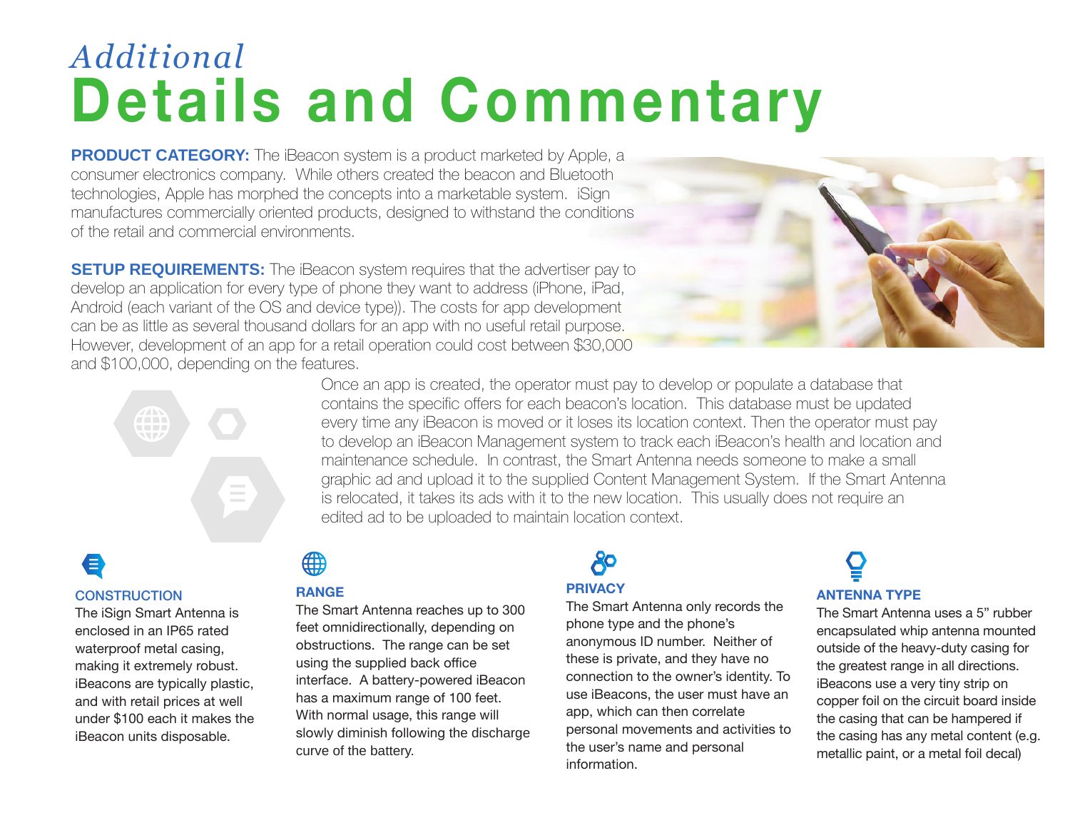# *Additional* Details and Commentary

**PRODUCT CATEGORY:** The iBeacon system is a product marketed by Apple, a consumer electronics company. While others created the beacon and Bluetooth technologies, Apple has morphed the concepts into a marketable system. iSign manufactures commercially oriented products, designed to withstand the conditions of the retail and commercial environments.

**SETUP REQUIREMENTS:** The iBeacon system requires that the advertiser pay to develop an application for every type of phone they want to address (iPhone, iPad, Android (each variant of the OS and device type)). The costs for app development can be as little as several thousand dollars for an app with no useful retail purpose. However, development of an app for a retail operation could cost between $30,000 and $100,000, depending on the features.

Once an app is created, the operator must pay to develop or populate a database that contains the specific offers for each beacon's location. This database must be updated every time any iBeacon is moved or it loses its location context. Then the operator must pay to develop an iBeacon Management system to track each iBeacon's health and location and maintenance schedule. In contrast, the Smart Antenna needs someone to make a small graphic ad and upload it to the supplied Content Management System. If the Smart Antenna is relocated, it takes its ads with it to the new location. This usually does not require an edited ad to be uploaded to maintain location context.

### CONSTRUCTION

The iSign Smart Antenna is enclosed in an IP65 rated waterproof metal casing, making it extremely robust. iBeacons are typically plastic, and with retail prices at well under $100 each it makes the iBeacon units disposable.

### RANGE

The Smart Antenna reaches up to 300 feet omnidirectionally, depending on obstructions. The range can be set using the supplied back office interface. A battery-powered iBeacon has a maximum range of 100 feet. With normal usage, this range will slowly diminish following the discharge curve of the battery.

### PRIVACY

The Smart Antenna only records the phone type and the phone's anonymous ID number. Neither of these is private, and they have no connection to the owner's identity. To use iBeacons, the user must have an app, which can then correlate personal movements and activities to the user's name and personal information.

### ANTENNA TYPE

The Smart Antenna uses a 5" rubber encapsulated whip antenna mounted outside of the heavy-duty casing for the greatest range in all directions. iBeacons use a very tiny strip on copper foil on the circuit board inside the casing that can be hampered if the casing has any metal content (e.g. metallic paint, or a metal foil decal)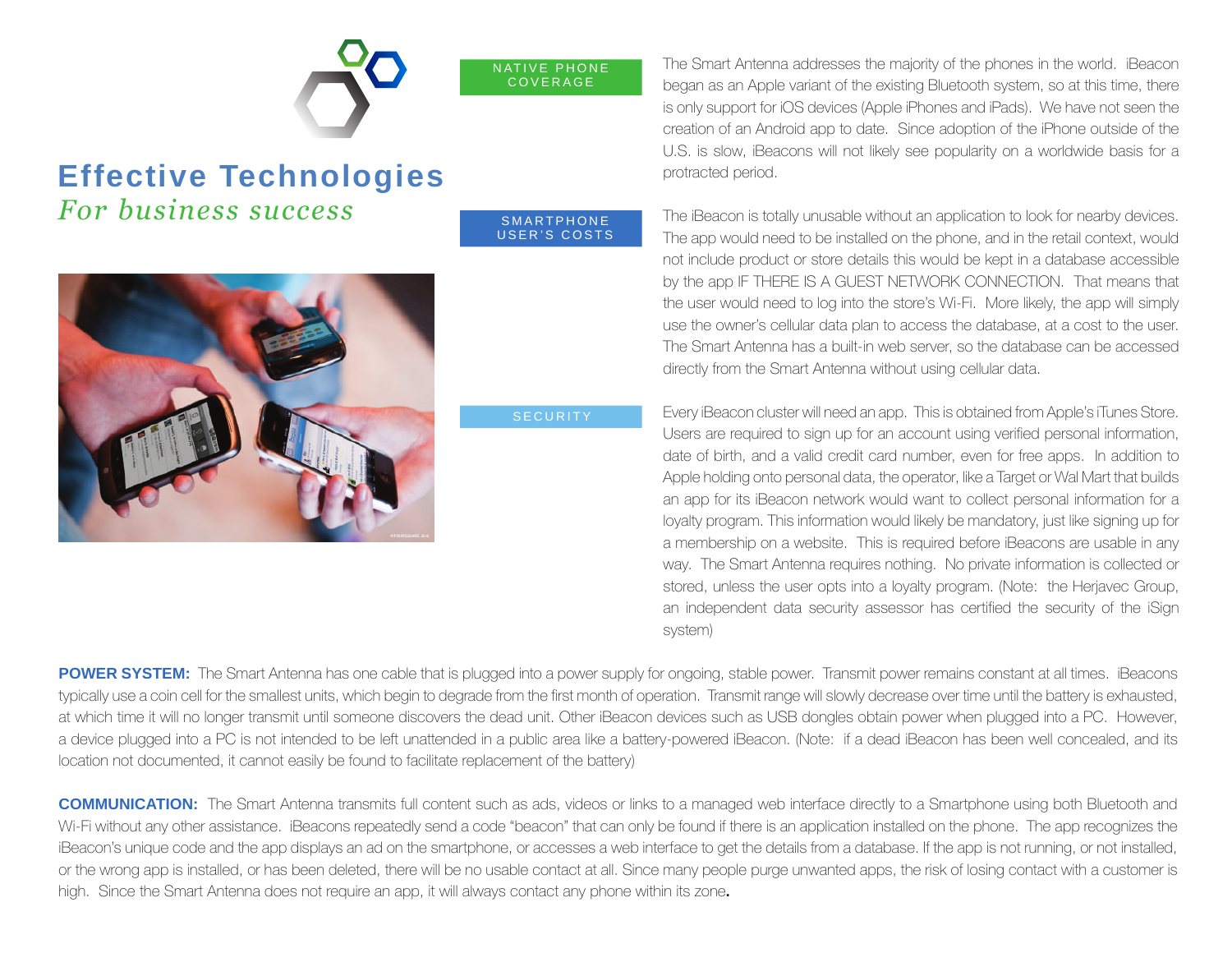# Effective Technologies

*For business success*

### NATIVE PHONE COVERAGE

The Smart Antenna addresses the majority of the phones in the world. iBeacon began as an Apple variant of the existing Bluetooth system, so at this time, there is only support for iOS devices (Apple iPhones and iPads). We have not seen the creation of an Android app to date. Since adoption of the iPhone outside of the U.S. is slow, iBeacons will not likely see popularity on a worldwide basis for a protracted period.

### SMARTPHONE USER'S COSTS

The iBeacon is totally unusable without an application to look for nearby devices. The app would need to be installed on the phone, and in the retail context, would not include product or store details this would be kept in a database accessible by the app IF THERE IS A GUEST NETWORK CONNECTION. That means that the user would need to log into the store's Wi-Fi. More likely, the app will simply use the owner's cellular data plan to access the database, at a cost to the user. The Smart Antenna has a built-in web server, so the database can be accessed directly from the Smart Antenna without using cellular data.

### SECURITY

Every iBeacon cluster will need an app. This is obtained from Apple's iTunes Store. Users are required to sign up for an account using verified personal information, date of birth, and a valid credit card number, even for free apps. In addition to Apple holding onto personal data, the operator, like a Target or Wal Mart that builds an app for its iBeacon network would want to collect personal information for a loyalty program. This information would likely be mandatory, just like signing up for a membership on a website. This is required before iBeacons are usable in any way. The Smart Antenna requires nothing. No private information is collected or stored, unless the user opts into a loyalty program. (Note: the Herjavec Group, an independent data security assessor has certified the security of the iSign system)

**POWER SYSTEM:** The Smart Antenna has one cable that is plugged into a power supply for ongoing, stable power. Transmit power remains constant at all times. iBeacons typically use a coin cell for the smallest units, which begin to degrade from the first month of operation. Transmit range will slowly decrease over time until the battery is exhausted, at which time it will no longer transmit until someone discovers the dead unit. Other iBeacon devices such as USB dongles obtain power when plugged into a PC. However, a device plugged into a PC is not intended to be left unattended in a public area like a battery-powered iBeacon. (Note: if a dead iBeacon has been well concealed, and its location not documented, it cannot easily be found to facilitate replacement of the battery)

**COMMUNICATION:** The Smart Antenna transmits full content such as ads, videos or links to a managed web interface directly to a Smartphone using both Bluetooth and Wi-Fi without any other assistance. iBeacons repeatedly send a code "beacon" that can only be found if there is an application installed on the phone. The app recognizes the iBeacon's unique code and the app displays an ad on the smartphone, or accesses a web interface to get the details from a database. If the app is not running, or not installed, or the wrong app is installed, or has been deleted, there will be no usable contact at all. Since many people purge unwanted apps, the risk of losing contact with a customer is high. Since the Smart Antenna does not require an app, it will always contact any phone within its zone.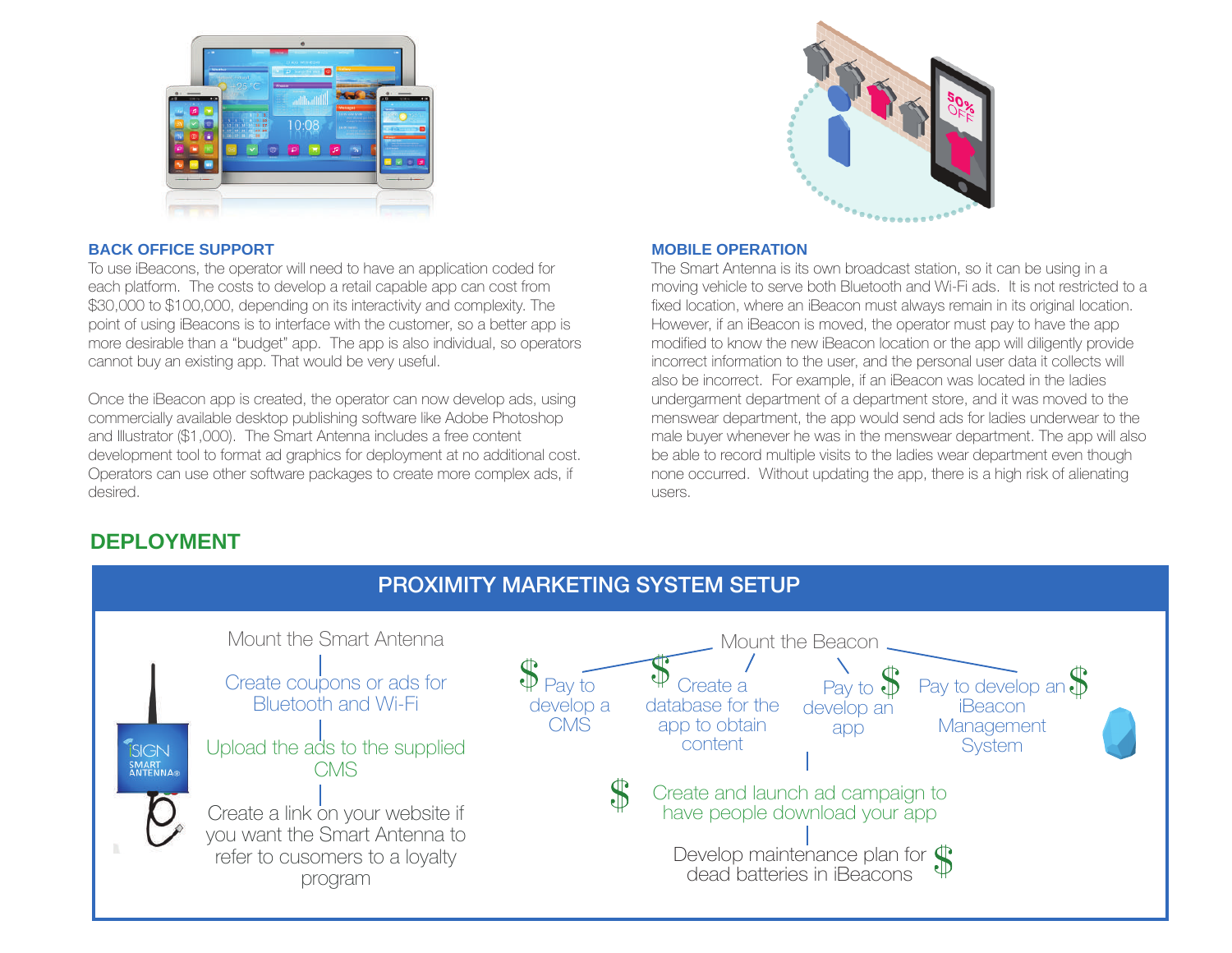## BACK OFFICE SUPPORT

To use iBeacons, the operator will need to have an application coded for each platform. The costs to develop a retail capable app can cost from $30,000 to $100,000, depending on its interactivity and complexity. The point of using iBeacons is to interface with the customer, so a better app is more desirable than a "budget" app. The app is also individual, so operators cannot buy an existing app. That would be very useful.

Once the iBeacon app is created, the operator can now develop ads, using commercially available desktop publishing software like Adobe Photoshop and Illustrator ($1,000). The Smart Antenna includes a free content development tool to format ad graphics for deployment at no additional cost. Operators can use other software packages to create more complex ads, if desired.

## MOBILE OPERATION

The Smart Antenna is its own broadcast station, so it can be using in a moving vehicle to serve both Bluetooth and Wi-Fi ads. It is not restricted to a fixed location, where an iBeacon must always remain in its original location. However, if an iBeacon is moved, the operator must pay to have the app modified to know the new iBeacon location or the app will diligently provide incorrect information to the user, and the personal user data it collects will also be incorrect. For example, if an iBeacon was located in the ladies undergarment department of a department store, and it was moved to the menswear department, the app would send ads for ladies underwear to the male buyer whenever he was in the menswear department. The app will also be able to record multiple visits to the ladies wear department even though none occurred. Without updating the app, there is a high risk of alienating users.

## DEPLOYMENT

### PROXIMITY MARKETING SYSTEM SETUP

**Mount the Smart Antenna**

- Create coupons or ads for Bluetooth and Wi-Fi
- Upload the ads to the supplied CMS
- Create a link on your website if you want the Smart Antenna to refer to cusomers to a loyalty program

**Mount the Beacon**

- $ Pay to develop a CMS
- $ Create a database for the app to obtain content
- $ Pay to develop an app
- $ Pay to develop an iBeacon Management System
- $ Create and launch ad campaign to have people download your app
- $ Develop maintenance plan for dead batteries in iBeacons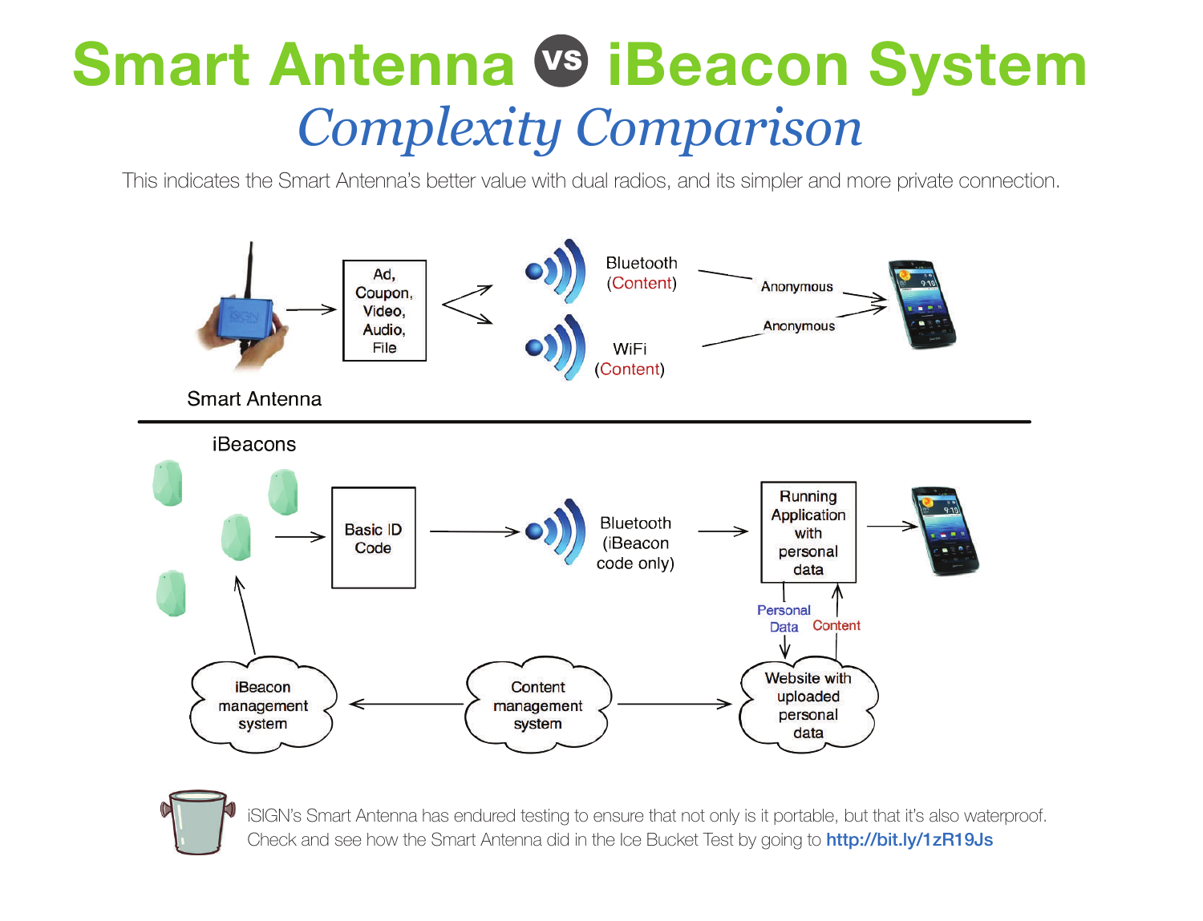# Smart Antenna vs iBeacon System

## *Complexity Comparison*

This indicates the Smart Antenna's better value with dual radios, and its simpler and more private connection.

Smart Antenna

Ad, Coupon, Video, Audio, File

Bluetooth (Content)

WiFi (Content)

Anonymous

Anonymous

iBeacons

Basic ID Code

Bluetooth (iBeacon code only)

Running Application with personal data

Personal Data

Content

iBeacon management system

Content management system

Website with uploaded personal data

iSIGN's Smart Antenna has endured testing to ensure that not only is it portable, but that it's also waterproof. Check and see how the Smart Antenna did in the Ice Bucket Test by going to **http://bit.ly/1zR19Js**